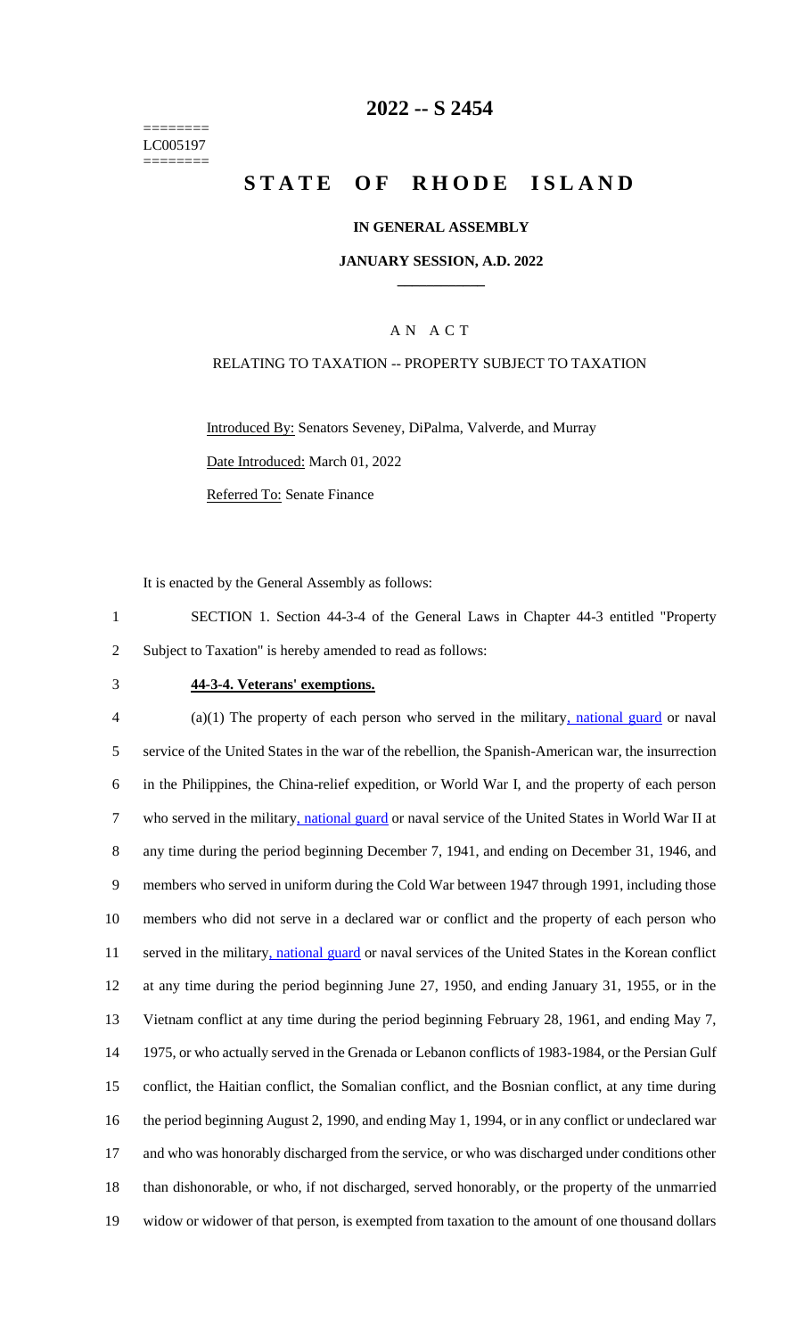========
LC005197
========

# 2022 -- S 2454

# STATE OF RHODE ISLAND

**IN GENERAL ASSEMBLY**

**JANUARY SESSION, A.D. 2022**

A N A C T

RELATING TO TAXATION -- PROPERTY SUBJECT TO TAXATION

Introduced By: Senators Seveney, DiPalma, Valverde, and Murray

Date Introduced: March 01, 2022

Referred To: Senate Finance

It is enacted by the General Assembly as follows:

1 SECTION 1. Section 44-3-4 of the General Laws in Chapter 44-3 entitled "Property
2 Subject to Taxation" is hereby amended to read as follows:

3 **44-3-4. Veterans' exemptions.**

4 (a)(1) The property of each person who served in the military, national guard or naval
5 service of the United States in the war of the rebellion, the Spanish-American war, the insurrection
6 in the Philippines, the China-relief expedition, or World War I, and the property of each person
7 who served in the military, national guard or naval service of the United States in World War II at
8 any time during the period beginning December 7, 1941, and ending on December 31, 1946, and
9 members who served in uniform during the Cold War between 1947 through 1991, including those
10 members who did not serve in a declared war or conflict and the property of each person who
11 served in the military, national guard or naval services of the United States in the Korean conflict
12 at any time during the period beginning June 27, 1950, and ending January 31, 1955, or in the
13 Vietnam conflict at any time during the period beginning February 28, 1961, and ending May 7,
14 1975, or who actually served in the Grenada or Lebanon conflicts of 1983-1984, or the Persian Gulf
15 conflict, the Haitian conflict, the Somalian conflict, and the Bosnian conflict, at any time during
16 the period beginning August 2, 1990, and ending May 1, 1994, or in any conflict or undeclared war
17 and who was honorably discharged from the service, or who was discharged under conditions other
18 than dishonorable, or who, if not discharged, served honorably, or the property of the unmarried
19 widow or widower of that person, is exempted from taxation to the amount of one thousand dollars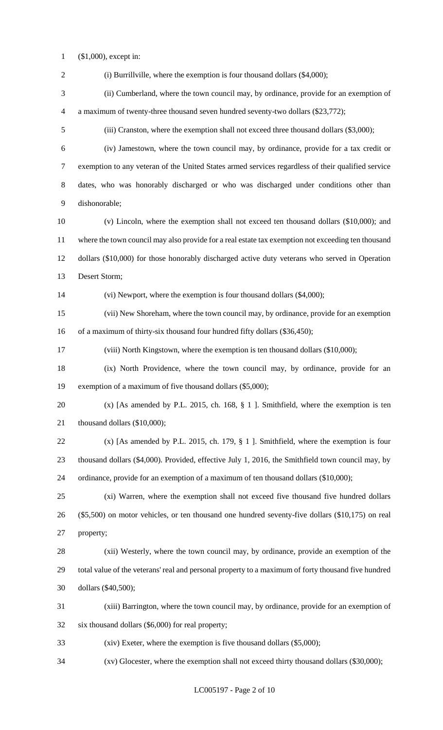($1,000), except in:

(i) Burrillville, where the exemption is four thousand dollars ($4,000);

(ii) Cumberland, where the town council may, by ordinance, provide for an exemption of a maximum of twenty-three thousand seven hundred seventy-two dollars ($23,772);

(iii) Cranston, where the exemption shall not exceed three thousand dollars ($3,000);

(iv) Jamestown, where the town council may, by ordinance, provide for a tax credit or exemption to any veteran of the United States armed services regardless of their qualified service dates, who was honorably discharged or who was discharged under conditions other than dishonorable;

(v) Lincoln, where the exemption shall not exceed ten thousand dollars ($10,000); and where the town council may also provide for a real estate tax exemption not exceeding ten thousand dollars ($10,000) for those honorably discharged active duty veterans who served in Operation Desert Storm;

(vi) Newport, where the exemption is four thousand dollars ($4,000);

(vii) New Shoreham, where the town council may, by ordinance, provide for an exemption of a maximum of thirty-six thousand four hundred fifty dollars ($36,450);

(viii) North Kingstown, where the exemption is ten thousand dollars ($10,000);

(ix) North Providence, where the town council may, by ordinance, provide for an exemption of a maximum of five thousand dollars ($5,000);

(x) [As amended by P.L. 2015, ch. 168, § 1 ]. Smithfield, where the exemption is ten thousand dollars ($10,000);

(x) [As amended by P.L. 2015, ch. 179, § 1 ]. Smithfield, where the exemption is four thousand dollars ($4,000). Provided, effective July 1, 2016, the Smithfield town council may, by ordinance, provide for an exemption of a maximum of ten thousand dollars ($10,000);

(xi) Warren, where the exemption shall not exceed five thousand five hundred dollars ($5,500) on motor vehicles, or ten thousand one hundred seventy-five dollars ($10,175) on real property;

(xii) Westerly, where the town council may, by ordinance, provide an exemption of the total value of the veterans' real and personal property to a maximum of forty thousand five hundred dollars ($40,500);

(xiii) Barrington, where the town council may, by ordinance, provide for an exemption of six thousand dollars ($6,000) for real property;

(xiv) Exeter, where the exemption is five thousand dollars ($5,000);

(xv) Glocester, where the exemption shall not exceed thirty thousand dollars ($30,000);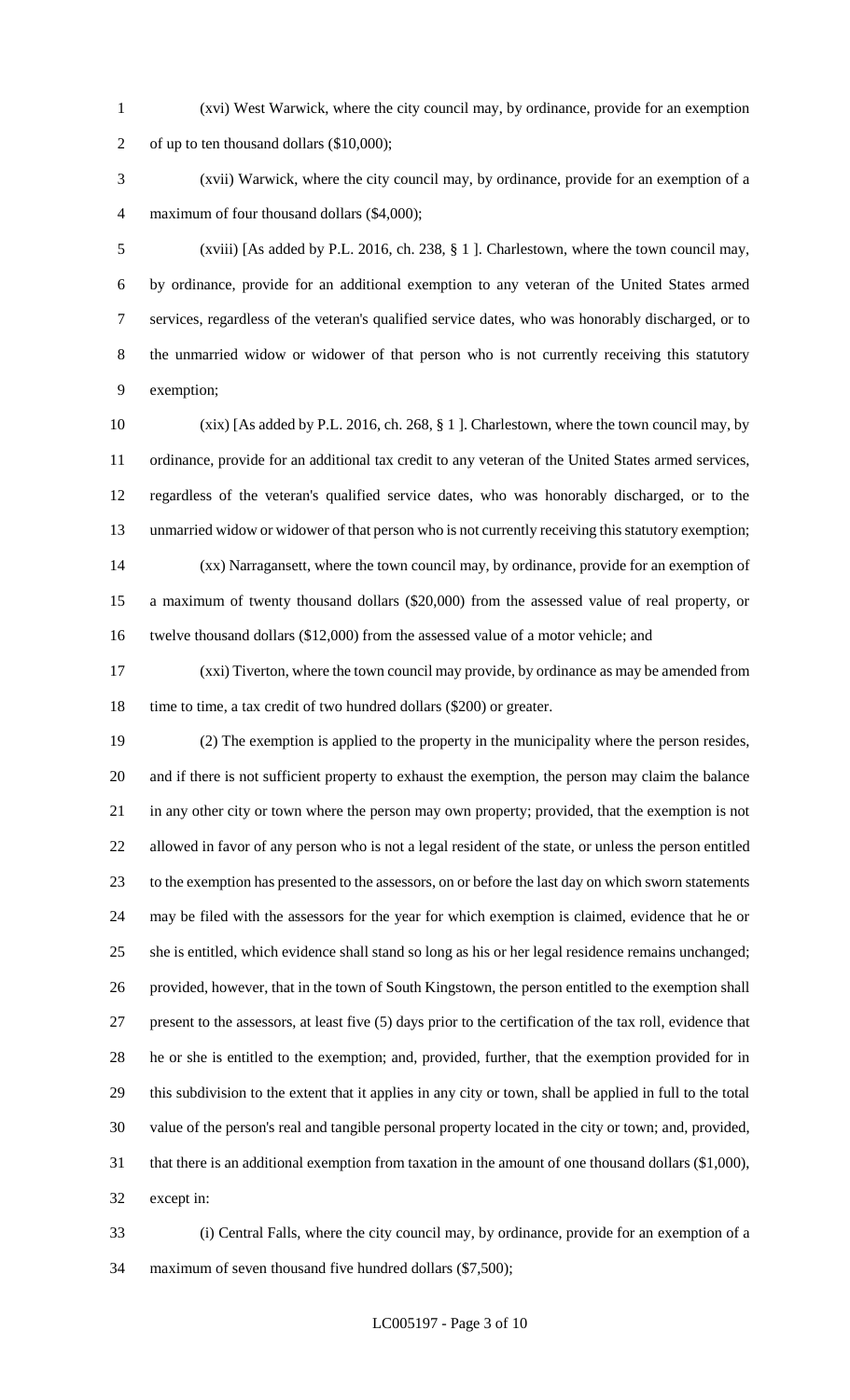(xvi) West Warwick, where the city council may, by ordinance, provide for an exemption of up to ten thousand dollars ($10,000);

(xvii) Warwick, where the city council may, by ordinance, provide for an exemption of a maximum of four thousand dollars ($4,000);

(xviii) [As added by P.L. 2016, ch. 238, § 1 ]. Charlestown, where the town council may, by ordinance, provide for an additional exemption to any veteran of the United States armed services, regardless of the veteran's qualified service dates, who was honorably discharged, or to the unmarried widow or widower of that person who is not currently receiving this statutory exemption;

(xix) [As added by P.L. 2016, ch. 268, § 1 ]. Charlestown, where the town council may, by ordinance, provide for an additional tax credit to any veteran of the United States armed services, regardless of the veteran's qualified service dates, who was honorably discharged, or to the unmarried widow or widower of that person who is not currently receiving this statutory exemption;

(xx) Narragansett, where the town council may, by ordinance, provide for an exemption of a maximum of twenty thousand dollars ($20,000) from the assessed value of real property, or twelve thousand dollars ($12,000) from the assessed value of a motor vehicle; and

(xxi) Tiverton, where the town council may provide, by ordinance as may be amended from time to time, a tax credit of two hundred dollars ($200) or greater.

(2) The exemption is applied to the property in the municipality where the person resides, and if there is not sufficient property to exhaust the exemption, the person may claim the balance in any other city or town where the person may own property; provided, that the exemption is not allowed in favor of any person who is not a legal resident of the state, or unless the person entitled to the exemption has presented to the assessors, on or before the last day on which sworn statements may be filed with the assessors for the year for which exemption is claimed, evidence that he or she is entitled, which evidence shall stand so long as his or her legal residence remains unchanged; provided, however, that in the town of South Kingstown, the person entitled to the exemption shall present to the assessors, at least five (5) days prior to the certification of the tax roll, evidence that he or she is entitled to the exemption; and, provided, further, that the exemption provided for in this subdivision to the extent that it applies in any city or town, shall be applied in full to the total value of the person's real and tangible personal property located in the city or town; and, provided, that there is an additional exemption from taxation in the amount of one thousand dollars ($1,000), except in:

(i) Central Falls, where the city council may, by ordinance, provide for an exemption of a maximum of seven thousand five hundred dollars ($7,500);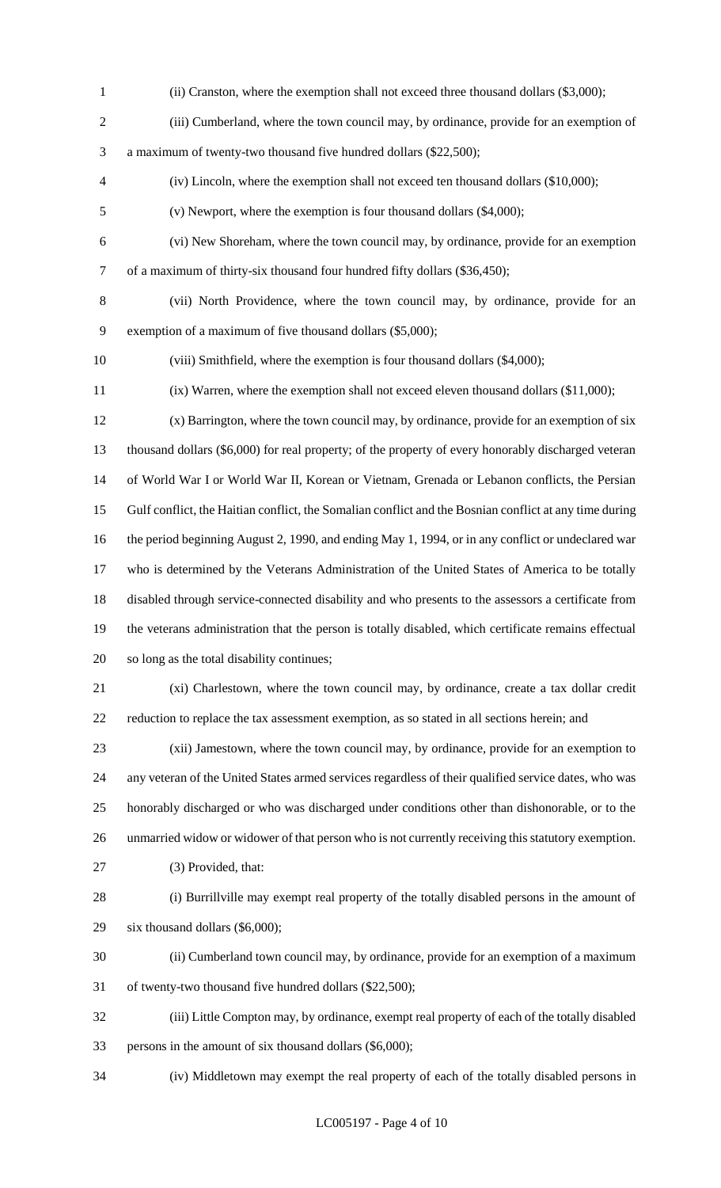(ii) Cranston, where the exemption shall not exceed three thousand dollars ($3,000);

(iii) Cumberland, where the town council may, by ordinance, provide for an exemption of a maximum of twenty-two thousand five hundred dollars ($22,500);

(iv) Lincoln, where the exemption shall not exceed ten thousand dollars ($10,000);

(v) Newport, where the exemption is four thousand dollars ($4,000);

(vi) New Shoreham, where the town council may, by ordinance, provide for an exemption of a maximum of thirty-six thousand four hundred fifty dollars ($36,450);

(vii) North Providence, where the town council may, by ordinance, provide for an exemption of a maximum of five thousand dollars ($5,000);

(viii) Smithfield, where the exemption is four thousand dollars ($4,000);

(ix) Warren, where the exemption shall not exceed eleven thousand dollars ($11,000);

(x) Barrington, where the town council may, by ordinance, provide for an exemption of six thousand dollars ($6,000) for real property; of the property of every honorably discharged veteran of World War I or World War II, Korean or Vietnam, Grenada or Lebanon conflicts, the Persian Gulf conflict, the Haitian conflict, the Somalian conflict and the Bosnian conflict at any time during the period beginning August 2, 1990, and ending May 1, 1994, or in any conflict or undeclared war who is determined by the Veterans Administration of the United States of America to be totally disabled through service-connected disability and who presents to the assessors a certificate from the veterans administration that the person is totally disabled, which certificate remains effectual so long as the total disability continues;

(xi) Charlestown, where the town council may, by ordinance, create a tax dollar credit reduction to replace the tax assessment exemption, as so stated in all sections herein; and

(xii) Jamestown, where the town council may, by ordinance, provide for an exemption to any veteran of the United States armed services regardless of their qualified service dates, who was honorably discharged or who was discharged under conditions other than dishonorable, or to the unmarried widow or widower of that person who is not currently receiving this statutory exemption.

(3) Provided, that:

(i) Burrillville may exempt real property of the totally disabled persons in the amount of six thousand dollars ($6,000);

(ii) Cumberland town council may, by ordinance, provide for an exemption of a maximum of twenty-two thousand five hundred dollars ($22,500);

(iii) Little Compton may, by ordinance, exempt real property of each of the totally disabled persons in the amount of six thousand dollars ($6,000);

(iv) Middletown may exempt the real property of each of the totally disabled persons in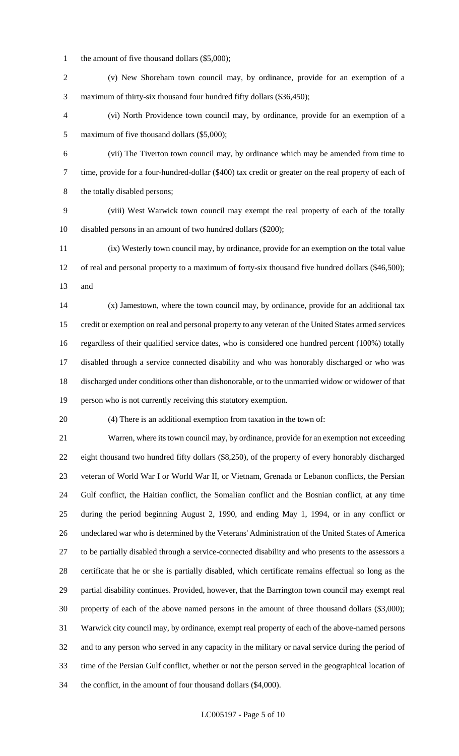the amount of five thousand dollars ($5,000);

(v) New Shoreham town council may, by ordinance, provide for an exemption of a maximum of thirty-six thousand four hundred fifty dollars ($36,450);

(vi) North Providence town council may, by ordinance, provide for an exemption of a maximum of five thousand dollars ($5,000);

(vii) The Tiverton town council may, by ordinance which may be amended from time to time, provide for a four-hundred-dollar ($400) tax credit or greater on the real property of each of the totally disabled persons;

(viii) West Warwick town council may exempt the real property of each of the totally disabled persons in an amount of two hundred dollars ($200);

(ix) Westerly town council may, by ordinance, provide for an exemption on the total value of real and personal property to a maximum of forty-six thousand five hundred dollars ($46,500); and

(x) Jamestown, where the town council may, by ordinance, provide for an additional tax credit or exemption on real and personal property to any veteran of the United States armed services regardless of their qualified service dates, who is considered one hundred percent (100%) totally disabled through a service connected disability and who was honorably discharged or who was discharged under conditions other than dishonorable, or to the unmarried widow or widower of that person who is not currently receiving this statutory exemption.

(4) There is an additional exemption from taxation in the town of:

Warren, where its town council may, by ordinance, provide for an exemption not exceeding eight thousand two hundred fifty dollars ($8,250), of the property of every honorably discharged veteran of World War I or World War II, or Vietnam, Grenada or Lebanon conflicts, the Persian Gulf conflict, the Haitian conflict, the Somalian conflict and the Bosnian conflict, at any time during the period beginning August 2, 1990, and ending May 1, 1994, or in any conflict or undeclared war who is determined by the Veterans' Administration of the United States of America to be partially disabled through a service-connected disability and who presents to the assessors a certificate that he or she is partially disabled, which certificate remains effectual so long as the partial disability continues. Provided, however, that the Barrington town council may exempt real property of each of the above named persons in the amount of three thousand dollars ($3,000); Warwick city council may, by ordinance, exempt real property of each of the above-named persons and to any person who served in any capacity in the military or naval service during the period of time of the Persian Gulf conflict, whether or not the person served in the geographical location of the conflict, in the amount of four thousand dollars ($4,000).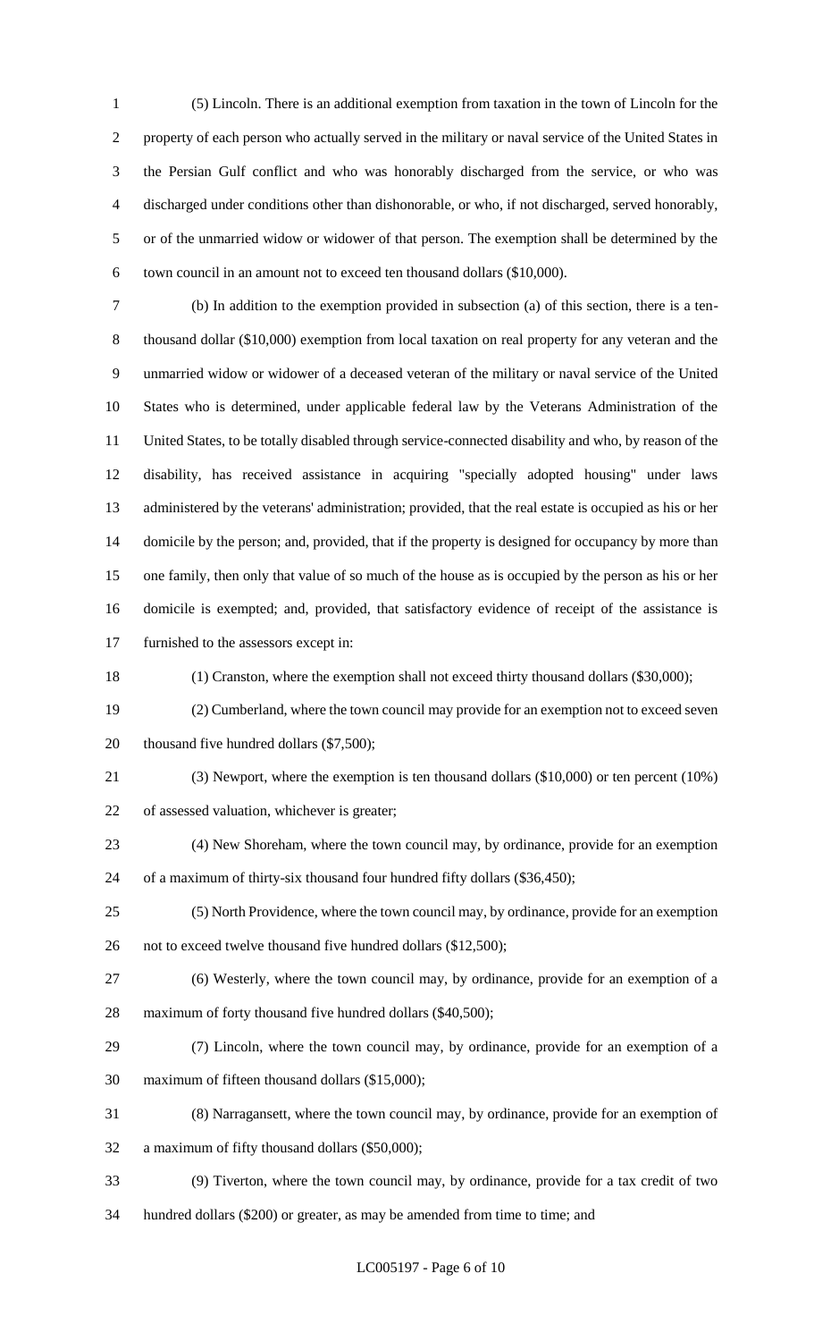(5) Lincoln. There is an additional exemption from taxation in the town of Lincoln for the property of each person who actually served in the military or naval service of the United States in the Persian Gulf conflict and who was honorably discharged from the service, or who was discharged under conditions other than dishonorable, or who, if not discharged, served honorably, or of the unmarried widow or widower of that person. The exemption shall be determined by the town council in an amount not to exceed ten thousand dollars ($10,000).

(b) In addition to the exemption provided in subsection (a) of this section, there is a ten-thousand dollar ($10,000) exemption from local taxation on real property for any veteran and the unmarried widow or widower of a deceased veteran of the military or naval service of the United States who is determined, under applicable federal law by the Veterans Administration of the United States, to be totally disabled through service-connected disability and who, by reason of the disability, has received assistance in acquiring "specially adopted housing" under laws administered by the veterans' administration; provided, that the real estate is occupied as his or her domicile by the person; and, provided, that if the property is designed for occupancy by more than one family, then only that value of so much of the house as is occupied by the person as his or her domicile is exempted; and, provided, that satisfactory evidence of receipt of the assistance is furnished to the assessors except in:

(1) Cranston, where the exemption shall not exceed thirty thousand dollars ($30,000);

(2) Cumberland, where the town council may provide for an exemption not to exceed seven thousand five hundred dollars ($7,500);

(3) Newport, where the exemption is ten thousand dollars ($10,000) or ten percent (10%) of assessed valuation, whichever is greater;

(4) New Shoreham, where the town council may, by ordinance, provide for an exemption of a maximum of thirty-six thousand four hundred fifty dollars ($36,450);

(5) North Providence, where the town council may, by ordinance, provide for an exemption not to exceed twelve thousand five hundred dollars ($12,500);

(6) Westerly, where the town council may, by ordinance, provide for an exemption of a maximum of forty thousand five hundred dollars ($40,500);

(7) Lincoln, where the town council may, by ordinance, provide for an exemption of a maximum of fifteen thousand dollars ($15,000);

(8) Narragansett, where the town council may, by ordinance, provide for an exemption of a maximum of fifty thousand dollars ($50,000);

(9) Tiverton, where the town council may, by ordinance, provide for a tax credit of two hundred dollars ($200) or greater, as may be amended from time to time; and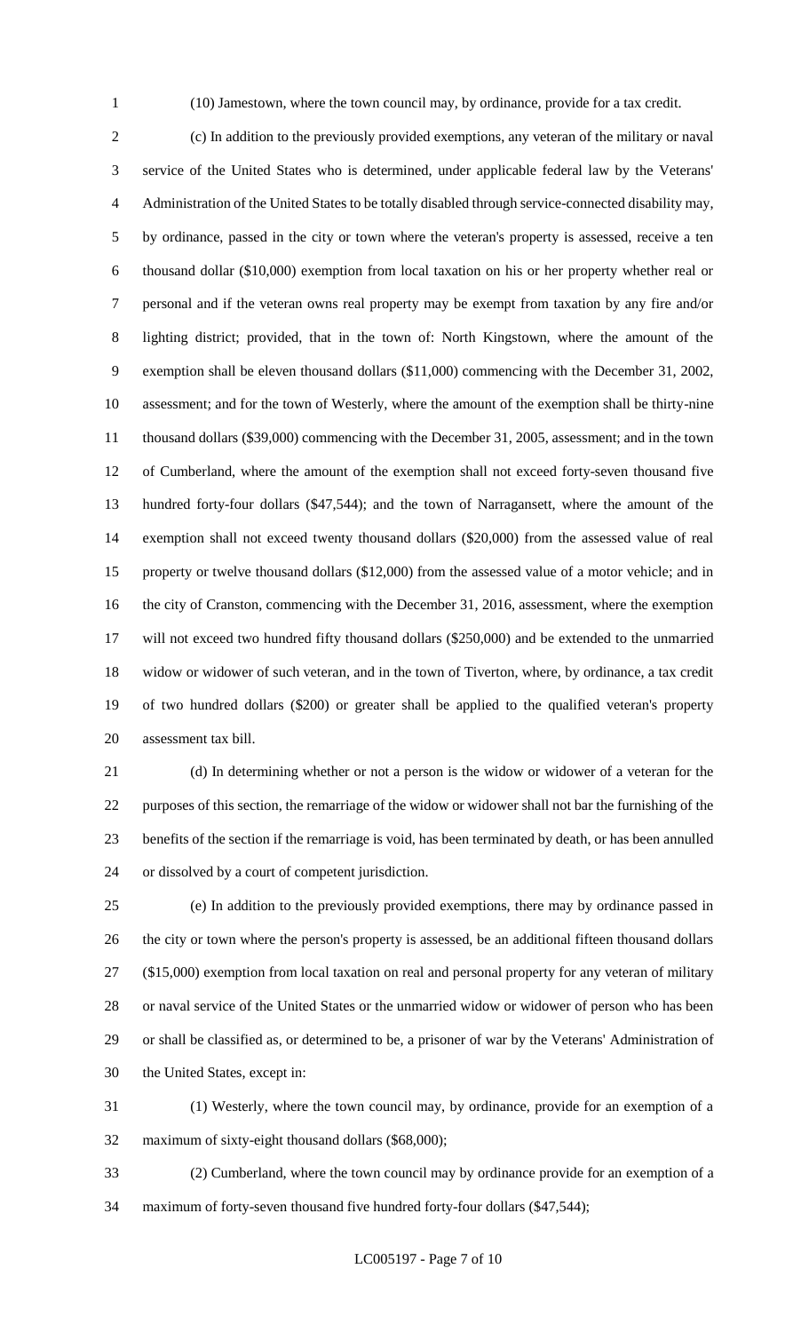(10) Jamestown, where the town council may, by ordinance, provide for a tax credit.

(c) In addition to the previously provided exemptions, any veteran of the military or naval service of the United States who is determined, under applicable federal law by the Veterans' Administration of the United States to be totally disabled through service-connected disability may, by ordinance, passed in the city or town where the veteran's property is assessed, receive a ten thousand dollar ($10,000) exemption from local taxation on his or her property whether real or personal and if the veteran owns real property may be exempt from taxation by any fire and/or lighting district; provided, that in the town of: North Kingstown, where the amount of the exemption shall be eleven thousand dollars ($11,000) commencing with the December 31, 2002, assessment; and for the town of Westerly, where the amount of the exemption shall be thirty-nine thousand dollars ($39,000) commencing with the December 31, 2005, assessment; and in the town of Cumberland, where the amount of the exemption shall not exceed forty-seven thousand five hundred forty-four dollars ($47,544); and the town of Narragansett, where the amount of the exemption shall not exceed twenty thousand dollars ($20,000) from the assessed value of real property or twelve thousand dollars ($12,000) from the assessed value of a motor vehicle; and in the city of Cranston, commencing with the December 31, 2016, assessment, where the exemption will not exceed two hundred fifty thousand dollars ($250,000) and be extended to the unmarried widow or widower of such veteran, and in the town of Tiverton, where, by ordinance, a tax credit of two hundred dollars ($200) or greater shall be applied to the qualified veteran's property assessment tax bill.

(d) In determining whether or not a person is the widow or widower of a veteran for the purposes of this section, the remarriage of the widow or widower shall not bar the furnishing of the benefits of the section if the remarriage is void, has been terminated by death, or has been annulled or dissolved by a court of competent jurisdiction.

(e) In addition to the previously provided exemptions, there may by ordinance passed in the city or town where the person's property is assessed, be an additional fifteen thousand dollars ($15,000) exemption from local taxation on real and personal property for any veteran of military or naval service of the United States or the unmarried widow or widower of person who has been or shall be classified as, or determined to be, a prisoner of war by the Veterans' Administration of the United States, except in:

(1) Westerly, where the town council may, by ordinance, provide for an exemption of a maximum of sixty-eight thousand dollars ($68,000);

(2) Cumberland, where the town council may by ordinance provide for an exemption of a maximum of forty-seven thousand five hundred forty-four dollars ($47,544);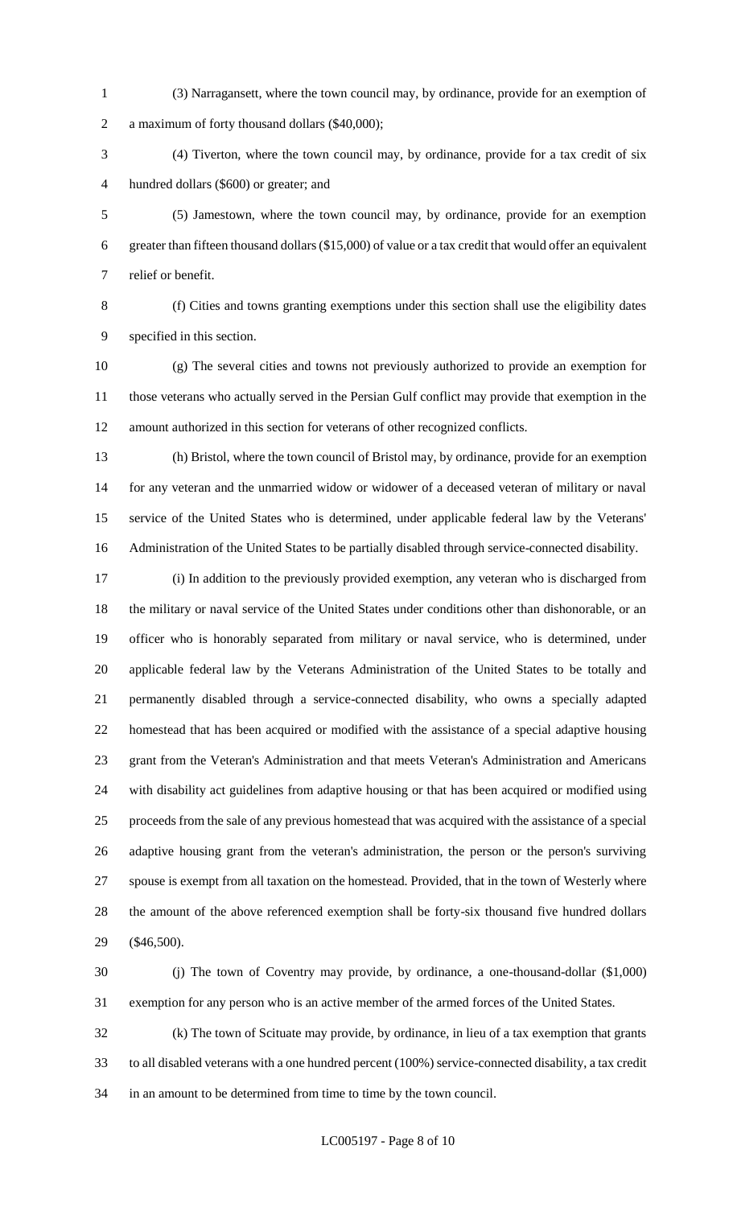(3) Narragansett, where the town council may, by ordinance, provide for an exemption of a maximum of forty thousand dollars ($40,000);

(4) Tiverton, where the town council may, by ordinance, provide for a tax credit of six hundred dollars ($600) or greater; and

(5) Jamestown, where the town council may, by ordinance, provide for an exemption greater than fifteen thousand dollars ($15,000) of value or a tax credit that would offer an equivalent relief or benefit.

(f) Cities and towns granting exemptions under this section shall use the eligibility dates specified in this section.

(g) The several cities and towns not previously authorized to provide an exemption for those veterans who actually served in the Persian Gulf conflict may provide that exemption in the amount authorized in this section for veterans of other recognized conflicts.

(h) Bristol, where the town council of Bristol may, by ordinance, provide for an exemption for any veteran and the unmarried widow or widower of a deceased veteran of military or naval service of the United States who is determined, under applicable federal law by the Veterans' Administration of the United States to be partially disabled through service-connected disability.

(i) In addition to the previously provided exemption, any veteran who is discharged from the military or naval service of the United States under conditions other than dishonorable, or an officer who is honorably separated from military or naval service, who is determined, under applicable federal law by the Veterans Administration of the United States to be totally and permanently disabled through a service-connected disability, who owns a specially adapted homestead that has been acquired or modified with the assistance of a special adaptive housing grant from the Veteran's Administration and that meets Veteran's Administration and Americans with disability act guidelines from adaptive housing or that has been acquired or modified using proceeds from the sale of any previous homestead that was acquired with the assistance of a special adaptive housing grant from the veteran's administration, the person or the person's surviving spouse is exempt from all taxation on the homestead. Provided, that in the town of Westerly where the amount of the above referenced exemption shall be forty-six thousand five hundred dollars ($46,500).

(j) The town of Coventry may provide, by ordinance, a one-thousand-dollar ($1,000) exemption for any person who is an active member of the armed forces of the United States.

(k) The town of Scituate may provide, by ordinance, in lieu of a tax exemption that grants to all disabled veterans with a one hundred percent (100%) service-connected disability, a tax credit in an amount to be determined from time to time by the town council.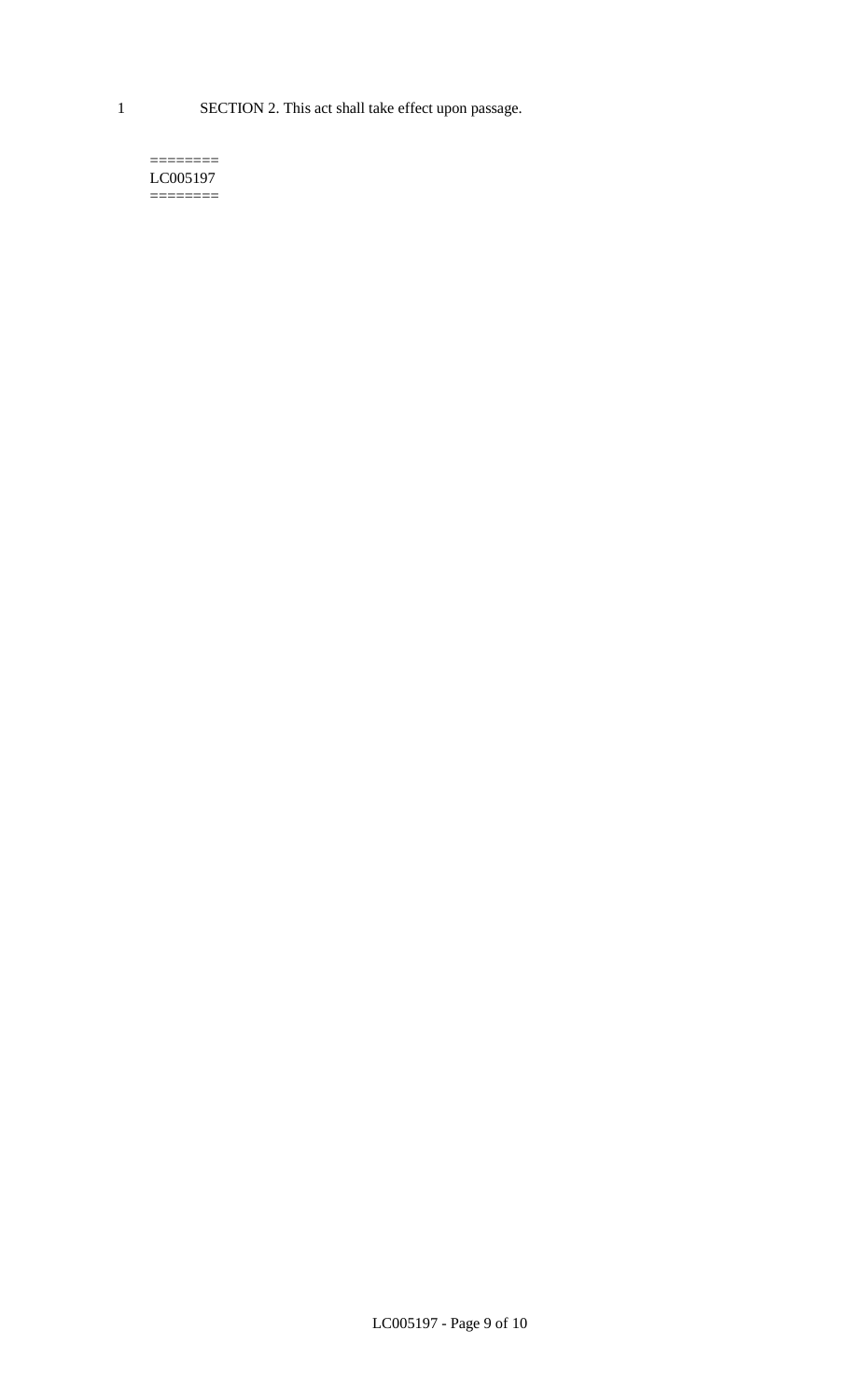SECTION 2. This act shall take effect upon passage.

========
LC005197
========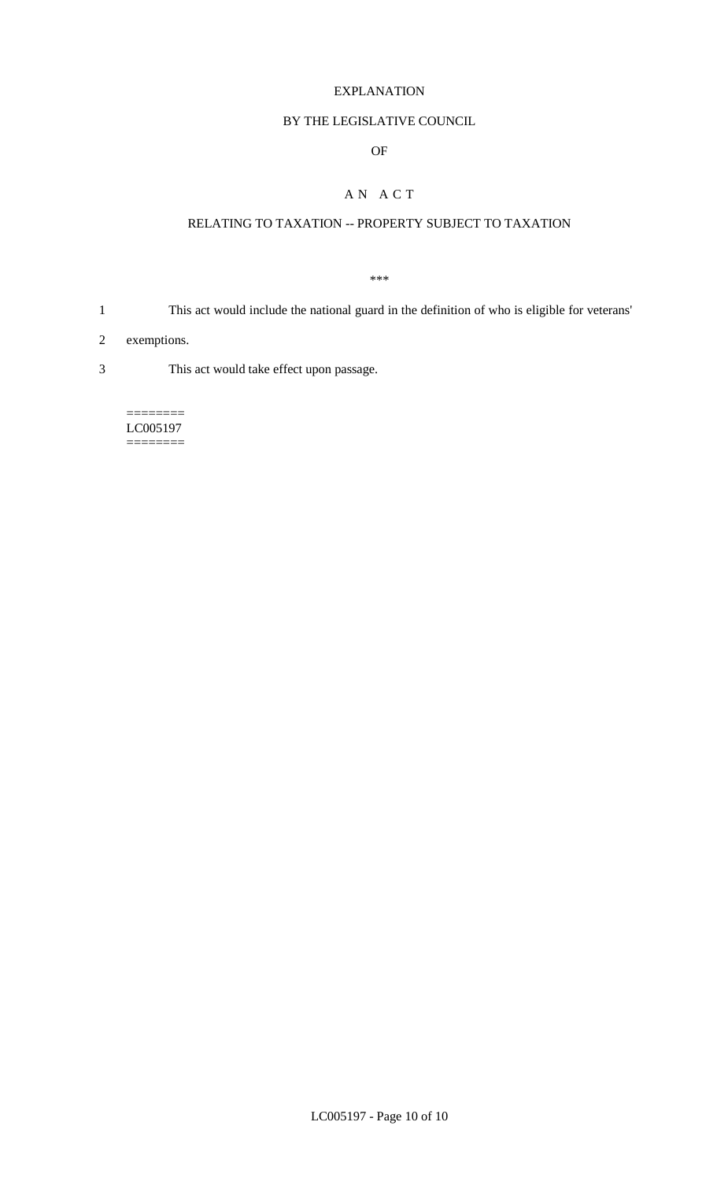EXPLANATION

BY THE LEGISLATIVE COUNCIL

OF

A N A C T

RELATING TO TAXATION -- PROPERTY SUBJECT TO TAXATION

\*\*\*

1 This act would include the national guard in the definition of who is eligible for veterans'

2 exemptions.

3 This act would take effect upon passage.

========
LC005197
========